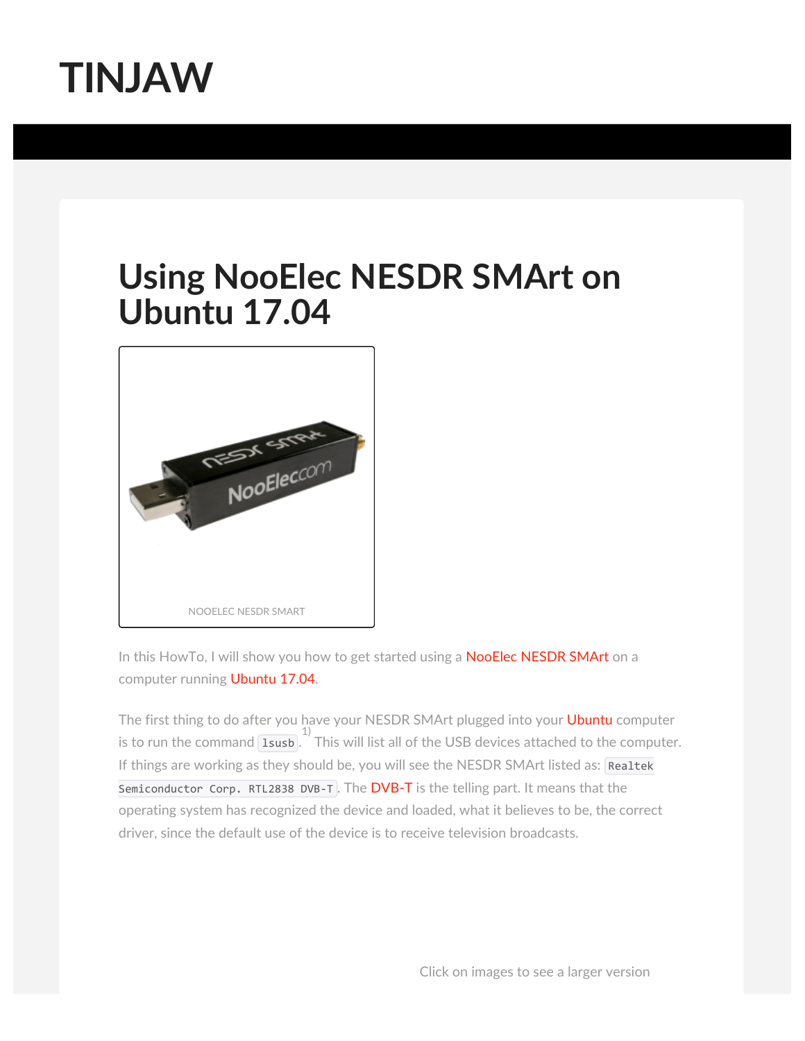# TINJAW

## Using NooElec NESDR SMArt on Ubuntu 17.04

NOOELEC NESDR SMART

In this HowTo, I will show you how to get started using a NooElec NESDR SMArt on a computer running Ubuntu 17.04.

The first thing to do after you have your NESDR SMArt plugged into your Ubuntu computer is to run the command `lsusb`.[1] This will list all of the USB devices attached to the computer. If things are working as they should be, you will see the NESDR SMArt listed as: `Realtek Semiconductor Corp. RTL2838 DVB-T`. The DVB-T is the telling part. It means that the operating system has recognized the device and loaded, what it believes to be, the correct driver, since the default use of the device is to receive television broadcasts.

Click on images to see a larger version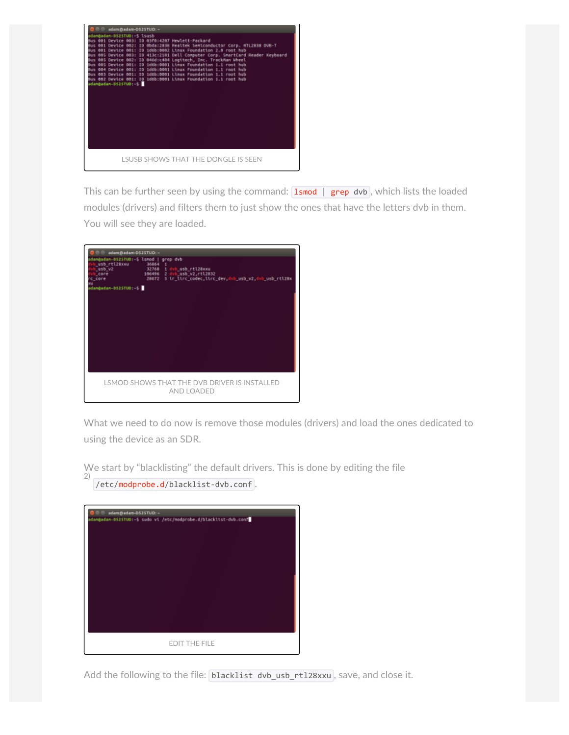LSUSB SHOWS THAT THE DONGLE IS SEEN

This can be further seen by using the command: `lsmod | grep dvb`, which lists the loaded modules (drivers) and filters them to just show the ones that have the letters dvb in them. You will see they are loaded.

LSMOD SHOWS THAT THE DVB DRIVER IS INSTALLED AND LOADED

What we need to do now is remove those modules (drivers) and load the ones dedicated to using the device as an SDR.

We start by "blacklisting" the default drivers. This is done by editing the file [2] `/etc/modprobe.d/blacklist-dvb.conf`.

EDIT THE FILE

Add the following to the file: `blacklist dvb_usb_rtl28xxu`, save, and close it.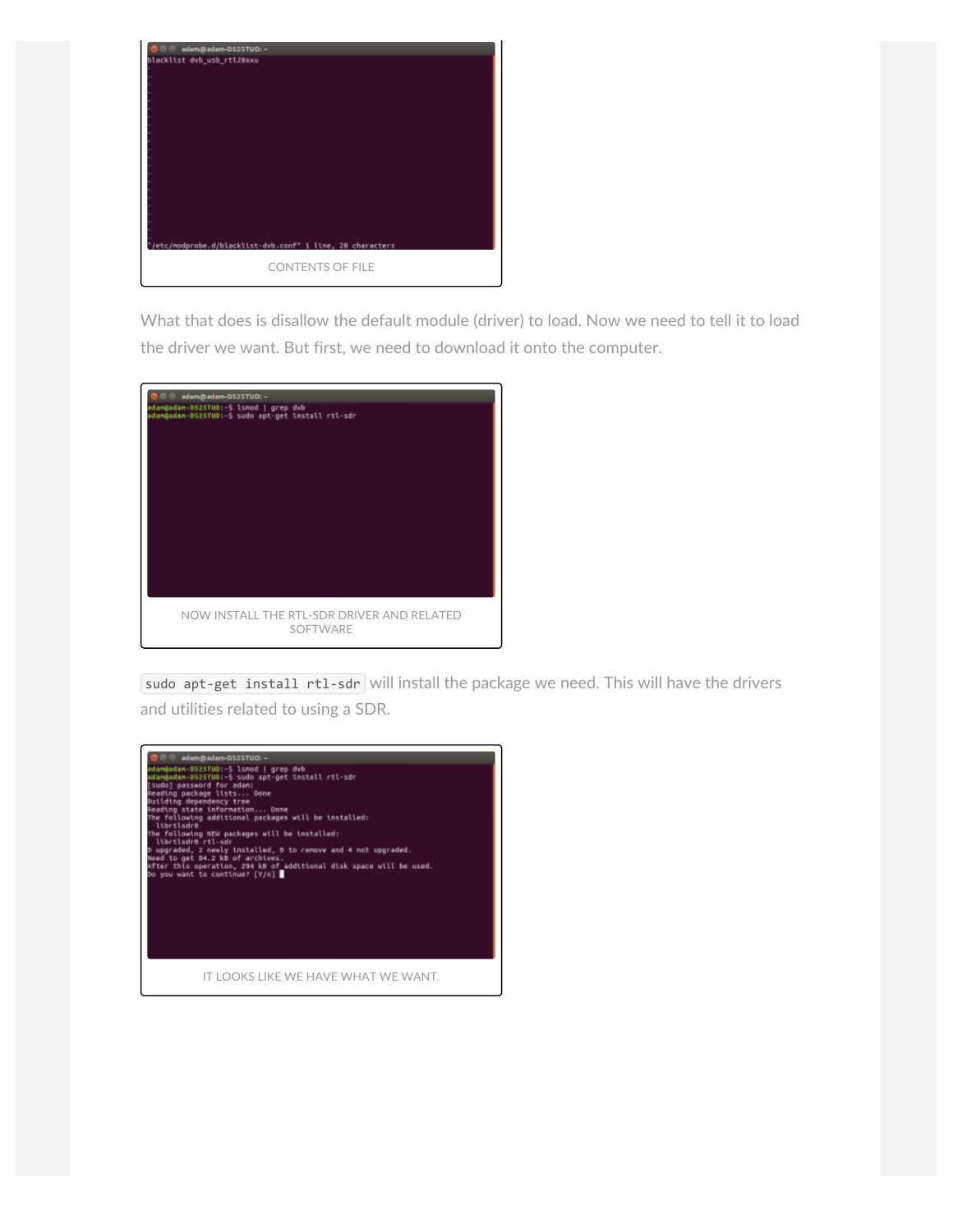CONTENTS OF FILE

What that does is disallow the default module (driver) to load. Now we need to tell it to load the driver we want. But first, we need to download it onto the computer.

NOW INSTALL THE RTL-SDR DRIVER AND RELATED SOFTWARE

`sudo apt-get install rtl-sdr` will install the package we need. This will have the drivers and utilities related to using a SDR.

IT LOOKS LIKE WE HAVE WHAT WE WANT.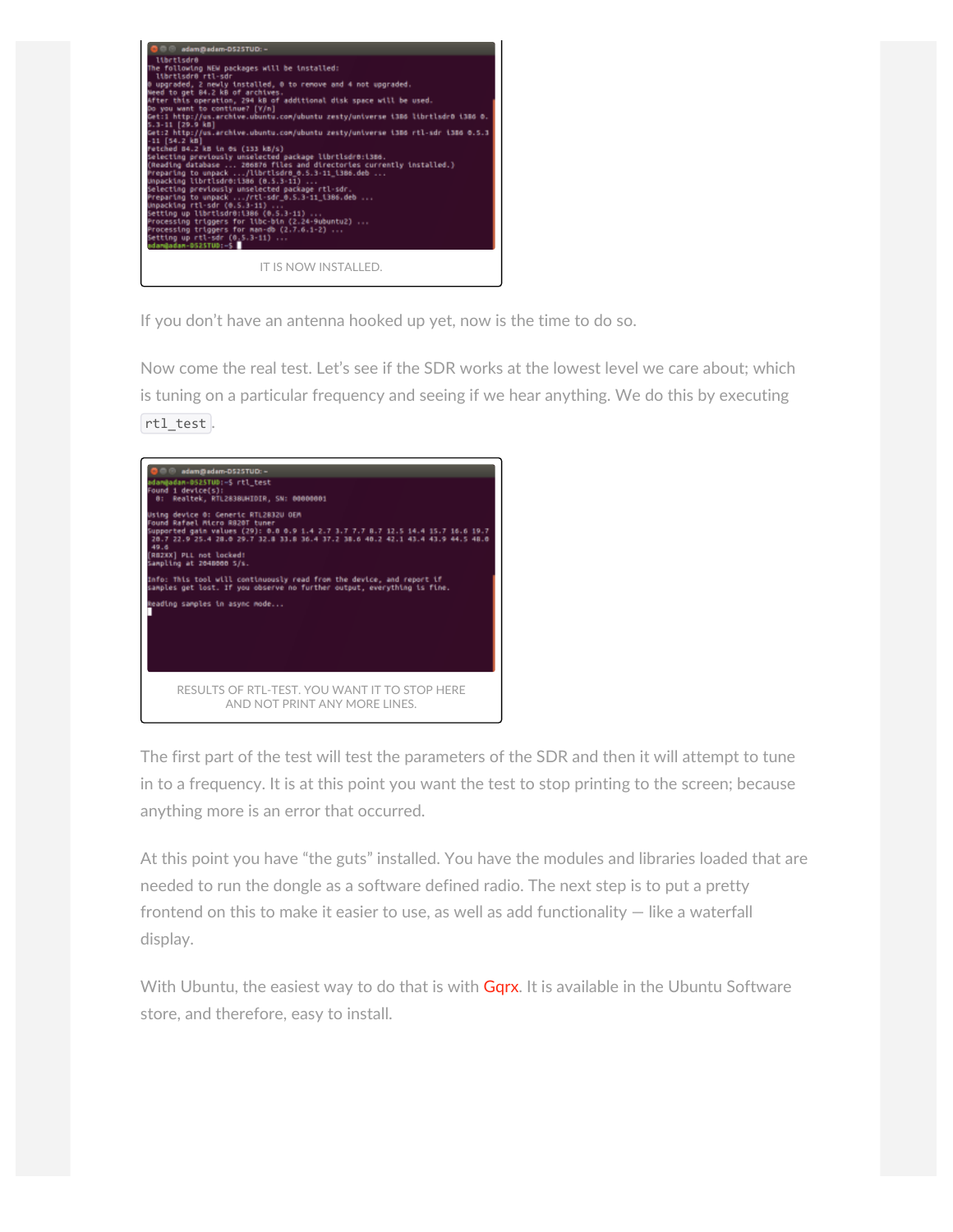IT IS NOW INSTALLED.

If you don't have an antenna hooked up yet, now is the time to do so.

Now come the real test. Let's see if the SDR works at the lowest level we care about; which is tuning on a particular frequency and seeing if we hear anything. We do this by executing `rtl_test`.

RESULTS OF RTL-TEST. YOU WANT IT TO STOP HERE AND NOT PRINT ANY MORE LINES.

The first part of the test will test the parameters of the SDR and then it will attempt to tune in to a frequency. It is at this point you want the test to stop printing to the screen; because anything more is an error that occurred.

At this point you have "the guts" installed. You have the modules and libraries loaded that are needed to run the dongle as a software defined radio. The next step is to put a pretty frontend on this to make it easier to use, as well as add functionality — like a waterfall display.

With Ubuntu, the easiest way to do that is with Gqrx. It is available in the Ubuntu Software store, and therefore, easy to install.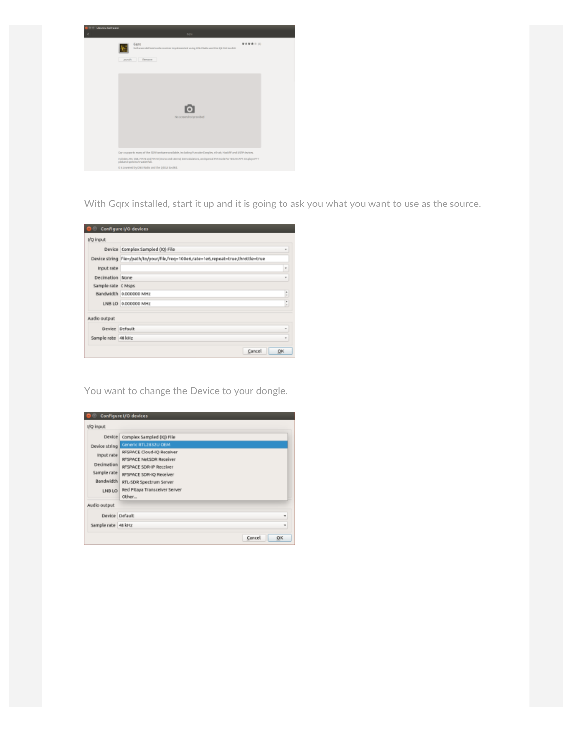With Gqrx installed, start it up and it is going to ask you what you want to use as the source.

You want to change the Device to your dongle.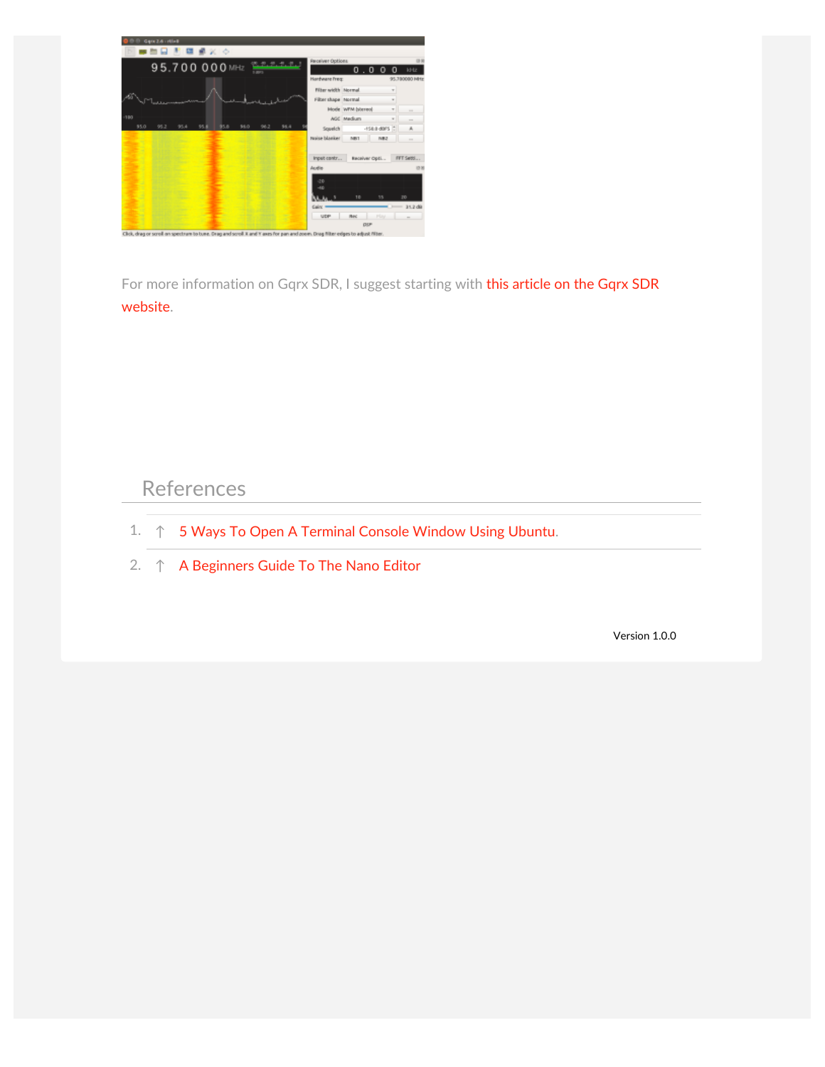For more information on Gqrx SDR, I suggest starting with this article on the Gqrx SDR website.

## References

1. ↑ 5 Ways To Open A Terminal Console Window Using Ubuntu.
2. ↑ A Beginners Guide To The Nano Editor

Version 1.0.0